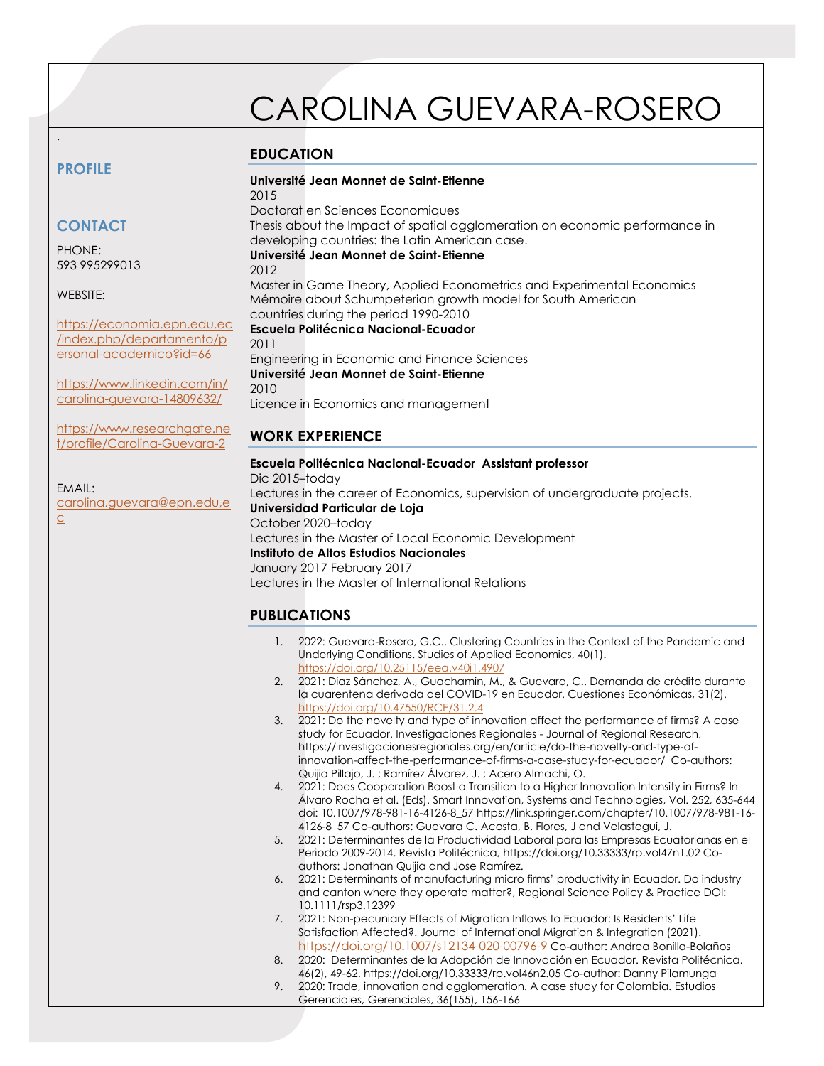# CAROLINA GUEVARA-ROSERO

.

## PROFILE

## CONTACT

PHONE:
593 995299013

WEBSITE:

https://economia.epn.edu.ec/index.php/departamento/personal-academico?id=66

https://www.linkedin.com/in/carolina-guevara-14809632/

https://www.researchgate.net/profile/Carolina-Guevara-2

EMAIL:
carolina.guevara@epn.edu,ec

## EDUCATION

**Université Jean Monnet de Saint-Etienne**
2015
Doctorat en Sciences Economiques
Thesis about the Impact of spatial agglomeration on economic performance in developing countries: the Latin American case.

**Université Jean Monnet de Saint-Etienne**
2012
Master in Game Theory, Applied Econometrics and Experimental Economics
Mémoire about Schumpeterian growth model for South American countries during the period 1990-2010

**Escuela Politécnica Nacional-Ecuador**
2011
Engineering in Economic and Finance Sciences

**Université Jean Monnet de Saint-Etienne**
2010
Licence in Economics and management

## WORK EXPERIENCE

**Escuela Politécnica Nacional-Ecuador Assistant professor**
Dic 2015–today
Lectures in the career of Economics, supervision of undergraduate projects.

**Universidad Particular de Loja**
October 2020–today
Lectures in the Master of Local Economic Development

**Instituto de Altos Estudios Nacionales**
January 2017 February 2017
Lectures in the Master of International Relations

## PUBLICATIONS

1. 2022: Guevara-Rosero, G.C.. Clustering Countries in the Context of the Pandemic and Underlying Conditions. Studies of Applied Economics, 40(1). https://doi.org/10.25115/eea.v40i1.4907
2. 2021: Díaz Sánchez, A., Guachamin, M., & Guevara, C.. Demanda de crédito durante la cuarentena derivada del COVID-19 en Ecuador. Cuestiones Económicas, 31(2). https://doi.org/10.47550/RCE/31.2.4
3. 2021: Do the novelty and type of innovation affect the performance of firms? A case study for Ecuador. Investigaciones Regionales - Journal of Regional Research, https://investigacionesregionales.org/en/article/do-the-novelty-and-type-of-innovation-affect-the-performance-of-firms-a-case-study-for-ecuador/ Co-authors: Quijia Pillajo, J. ; Ramírez Álvarez, J. ; Acero Almachi, O.
4. 2021: Does Cooperation Boost a Transition to a Higher Innovation Intensity in Firms? In Álvaro Rocha et al. (Eds). Smart Innovation, Systems and Technologies, Vol. 252, 635-644 doi: 10.1007/978-981-16-4126-8_57 https://link.springer.com/chapter/10.1007/978-981-16-4126-8_57 Co-authors: Guevara C. Acosta, B. Flores, J and Velastegui, J.
5. 2021: Determinantes de la Productividad Laboral para las Empresas Ecuatorianas en el Periodo 2009-2014. Revista Politécnica, https://doi.org/10.33333/rp.vol47n1.02 Co-authors: Jonathan Quijia and Jose Ramírez.
6. 2021: Determinants of manufacturing micro firms' productivity in Ecuador. Do industry and canton where they operate matter?, Regional Science Policy & Practice DOI: 10.1111/rsp3.12399
7. 2021: Non-pecuniary Effects of Migration Inflows to Ecuador: Is Residents' Life Satisfaction Affected?. Journal of International Migration & Integration (2021). https://doi.org/10.1007/s12134-020-00796-9 Co-author: Andrea Bonilla-Bolaños
8. 2020: Determinantes de la Adopción de Innovación en Ecuador. Revista Politécnica. 46(2), 49-62. https://doi.org/10.33333/rp.vol46n2.05 Co-author: Danny Pilamunga
9. 2020: Trade, innovation and agglomeration. A case study for Colombia. Estudios Gerenciales, Gerenciales, 36(155), 156-166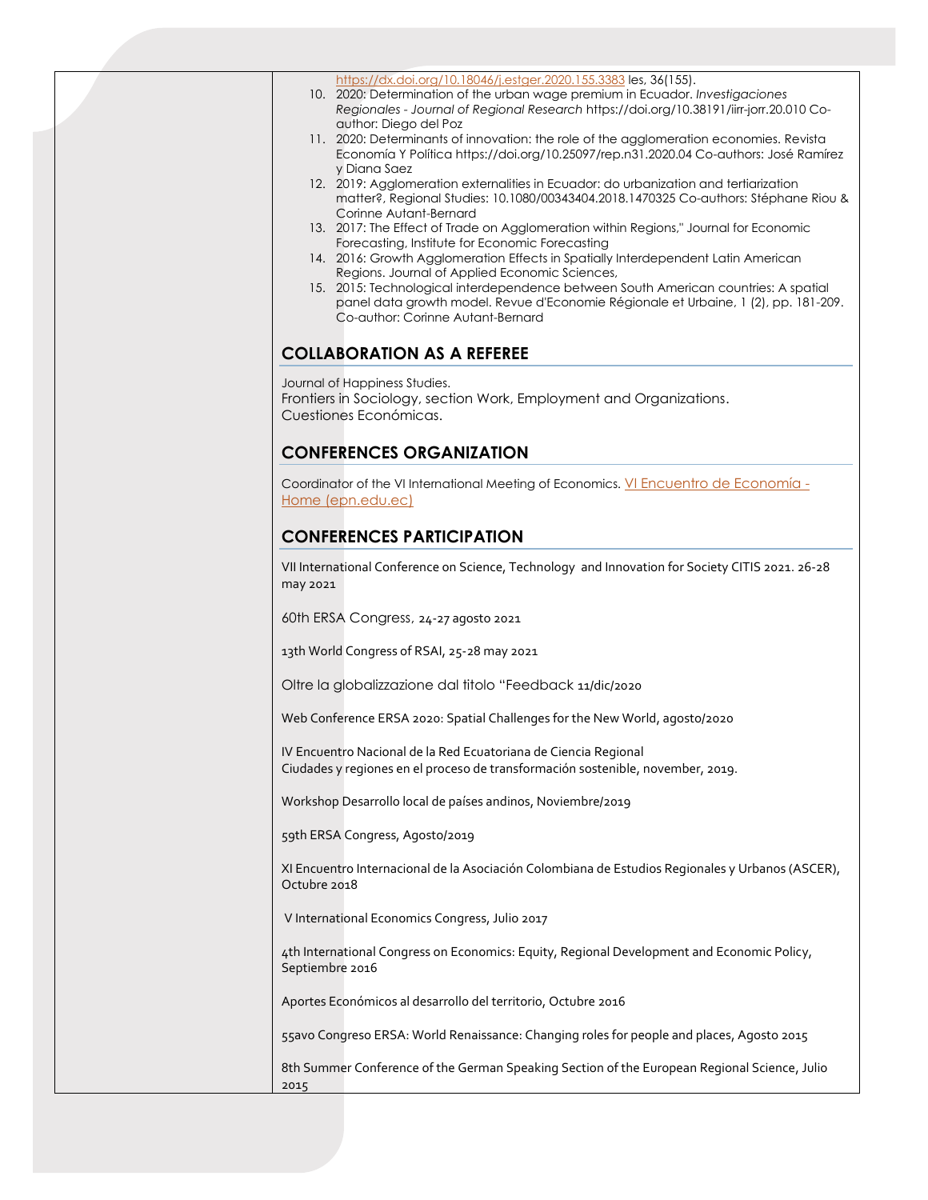https://dx.doi.org/10.18046/j.estger.2020.155.3383 les, 36(155).

10. 2020: Determination of the urban wage premium in Ecuador. *Investigaciones Regionales - Journal of Regional Research* https://doi.org/10.38191/iirr-jorr.20.010 Co-author: Diego del Poz
11. 2020: Determinants of innovation: the role of the agglomeration economies. Revista Economía Y Política https://doi.org/10.25097/rep.n31.2020.04 Co-authors: José Ramírez y Diana Saez
12. 2019: Agglomeration externalities in Ecuador: do urbanization and tertiarization matter?, Regional Studies: 10.1080/00343404.2018.1470325 Co-authors: Stéphane Riou & Corinne Autant-Bernard
13. 2017: The Effect of Trade on Agglomeration within Regions," Journal for Economic Forecasting, Institute for Economic Forecasting
14. 2016: Growth Agglomeration Effects in Spatially Interdependent Latin American Regions. Journal of Applied Economic Sciences,
15. 2015: Technological interdependence between South American countries: A spatial panel data growth model. Revue d'Economie Régionale et Urbaine, 1 (2), pp. 181-209. Co-author: Corinne Autant-Bernard

## COLLABORATION AS A REFEREE

Journal of Happiness Studies.
Frontiers in Sociology, section Work, Employment and Organizations.
Cuestiones Económicas.

## CONFERENCES ORGANIZATION

Coordinator of the VI International Meeting of Economics. VI Encuentro de Economía - Home (epn.edu.ec)

## CONFERENCES PARTICIPATION

VII International Conference on Science, Technology and Innovation for Society CITIS 2021. 26-28 may 2021

60th ERSA Congress, 24-27 agosto 2021

13th World Congress of RSAI, 25-28 may 2021

Oltre la globalizzazione dal titolo "Feedback 11/dic/2020

Web Conference ERSA 2020: Spatial Challenges for the New World, agosto/2020

IV Encuentro Nacional de la Red Ecuatoriana de Ciencia Regional
Ciudades y regiones en el proceso de transformación sostenible, november, 2019.

Workshop Desarrollo local de países andinos, Noviembre/2019

59th ERSA Congress, Agosto/2019

XI Encuentro Internacional de la Asociación Colombiana de Estudios Regionales y Urbanos (ASCER), Octubre 2018

V International Economics Congress, Julio 2017

4th International Congress on Economics: Equity, Regional Development and Economic Policy, Septiembre 2016

Aportes Económicos al desarrollo del territorio, Octubre 2016

55avo Congreso ERSA: World Renaissance: Changing roles for people and places, Agosto 2015

8th Summer Conference of the German Speaking Section of the European Regional Science, Julio 2015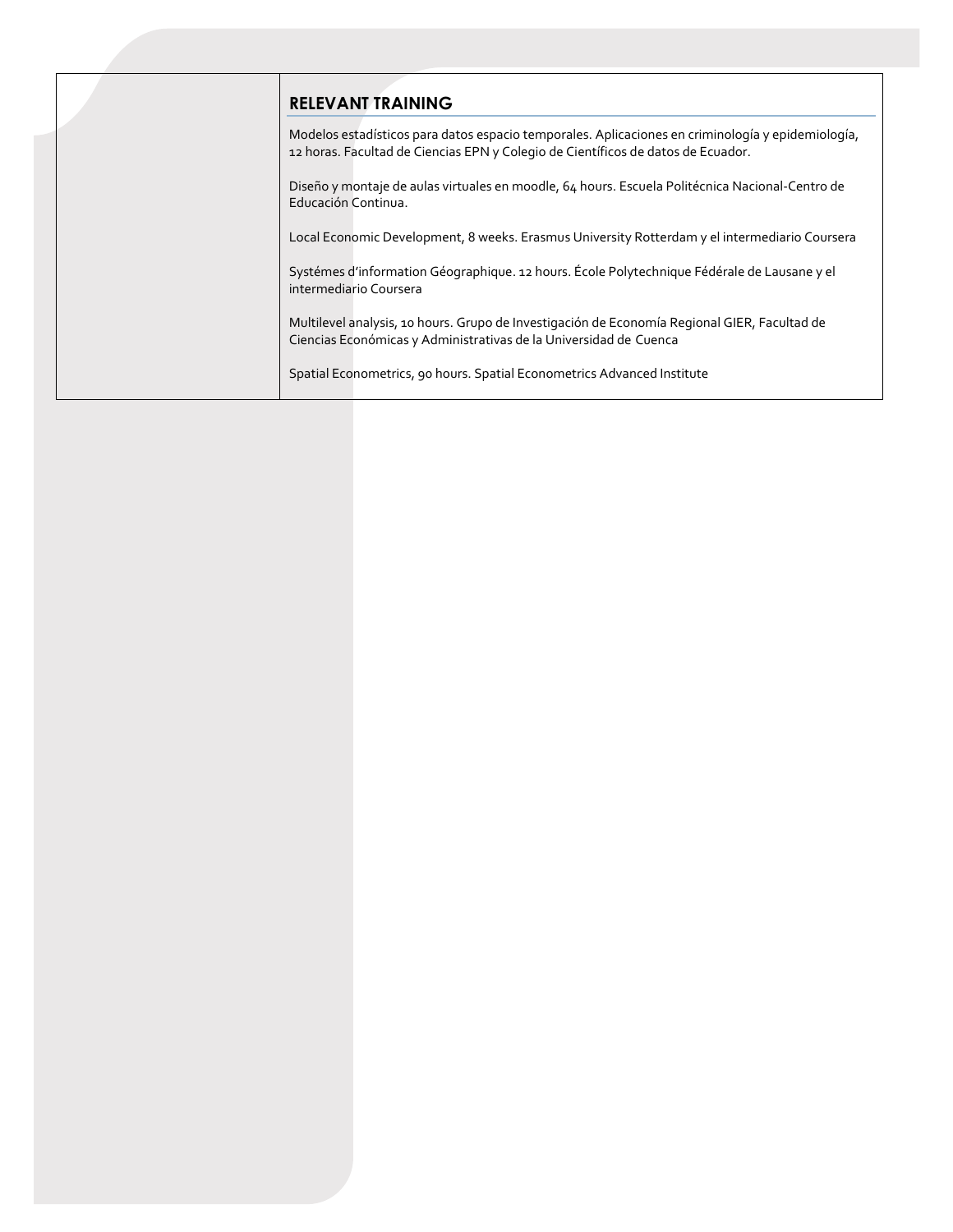## RELEVANT TRAINING

Modelos estadísticos para datos espacio temporales. Aplicaciones en criminología y epidemiología, 12 horas. Facultad de Ciencias EPN y Colegio de Científicos de datos de Ecuador.

Diseño y montaje de aulas virtuales en moodle, 64 hours. Escuela Politécnica Nacional-Centro de Educación Continua.

Local Economic Development, 8 weeks. Erasmus University Rotterdam y el intermediario Coursera

Systémes d'information Géographique. 12 hours. École Polytechnique Fédérale de Lausane y el intermediario Coursera

Multilevel analysis, 10 hours. Grupo de Investigación de Economía Regional GIER, Facultad de Ciencias Económicas y Administrativas de la Universidad de Cuenca

Spatial Econometrics, 90 hours. Spatial Econometrics Advanced Institute